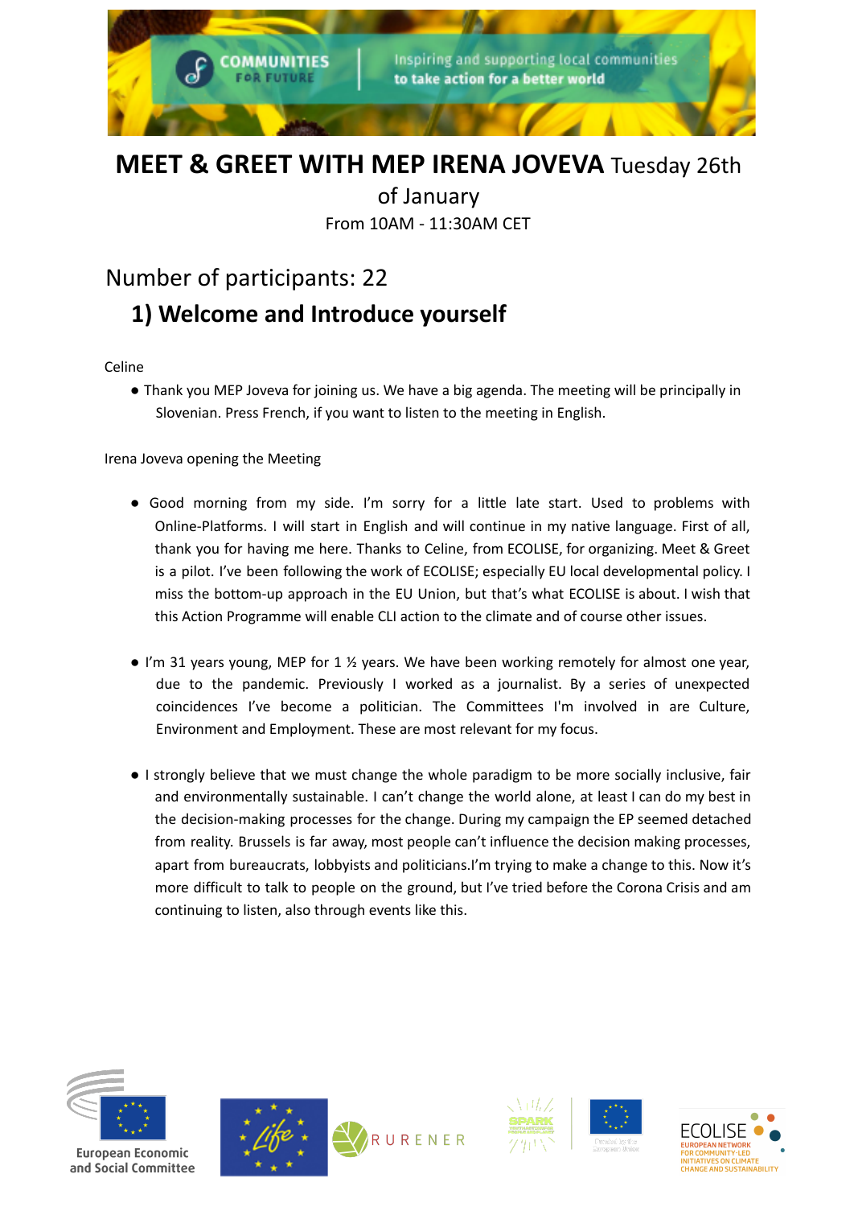# MEET & GREET WITH MEP IRENA JOVEVA Tuesday 26th of January

From 10AM - 11:30AM CET

## Number of participants: 22

### 1) Welcome and Introduce yourself

Celine

- Thank you MEP Joveva for joining us. We have a big agenda. The meeting will be principally in Slovenian. Press French, if you want to listen to the meeting in English.

Irena Joveva opening the Meeting

- Good morning from my side. I'm sorry for a little late start. Used to problems with Online-Platforms. I will start in English and will continue in my native language. First of all, thank you for having me here. Thanks to Celine, from ECOLISE, for organizing. Meet & Greet is a pilot. I've been following the work of ECOLISE; especially EU local developmental policy. I miss the bottom-up approach in the EU Union, but that's what ECOLISE is about. I wish that this Action Programme will enable CLI action to the climate and of course other issues.

- I'm 31 years young, MEP for 1 ½ years. We have been working remotely for almost one year, due to the pandemic. Previously I worked as a journalist. By a series of unexpected coincidences I've become a politician. The Committees I'm involved in are Culture, Environment and Employment. These are most relevant for my focus.

- I strongly believe that we must change the whole paradigm to be more socially inclusive, fair and environmentally sustainable. I can't change the world alone, at least I can do my best in the decision-making processes for the change. During my campaign the EP seemed detached from reality. Brussels is far away, most people can't influence the decision making processes, apart from bureaucrats, lobbyists and politicians.I'm trying to make a change to this. Now it's more difficult to talk to people on the ground, but I've tried before the Corona Crisis and am continuing to listen, also through events like this.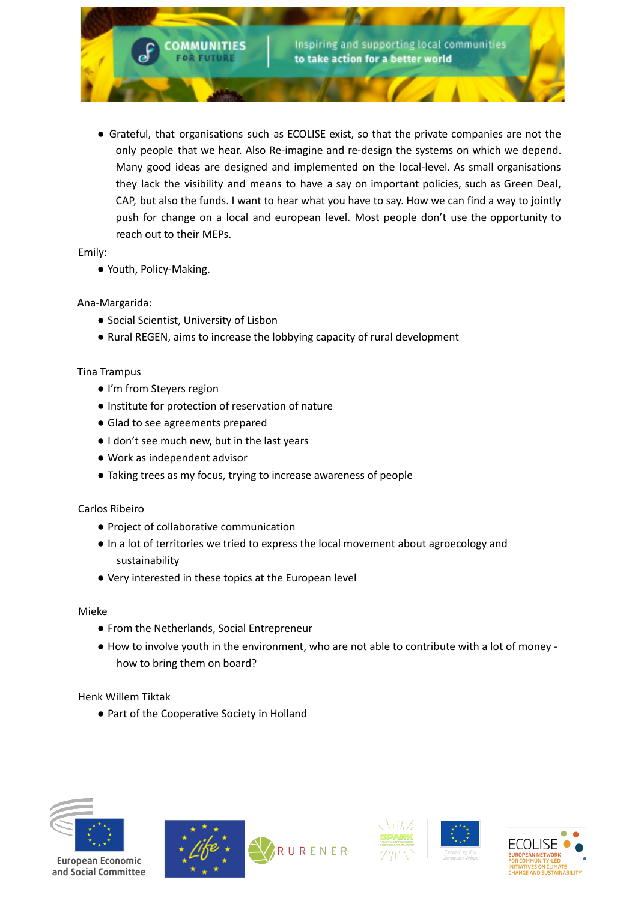- Grateful, that organisations such as ECOLISE exist, so that the private companies are not the only people that we hear. Also Re-imagine and re-design the systems on which we depend. Many good ideas are designed and implemented on the local-level. As small organisations they lack the visibility and means to have a say on important policies, such as Green Deal, CAP, but also the funds. I want to hear what you have to say. How we can find a way to jointly push for change on a local and european level. Most people don't use the opportunity to reach out to their MEPs.

Emily:

- Youth, Policy-Making.

Ana-Margarida:

- Social Scientist, University of Lisbon
- Rural REGEN, aims to increase the lobbying capacity of rural development

Tina Trampus

- I'm from Steyers region
- Institute for protection of reservation of nature
- Glad to see agreements prepared
- I don't see much new, but in the last years
- Work as independent advisor
- Taking trees as my focus, trying to increase awareness of people

Carlos Ribeiro

- Project of collaborative communication
- In a lot of territories we tried to express the local movement about agroecology and sustainability
- Very interested in these topics at the European level

Mieke

- From the Netherlands, Social Entrepreneur
- How to involve youth in the environment, who are not able to contribute with a lot of money - how to bring them on board?

Henk Willem Tiktak

- Part of the Cooperative Society in Holland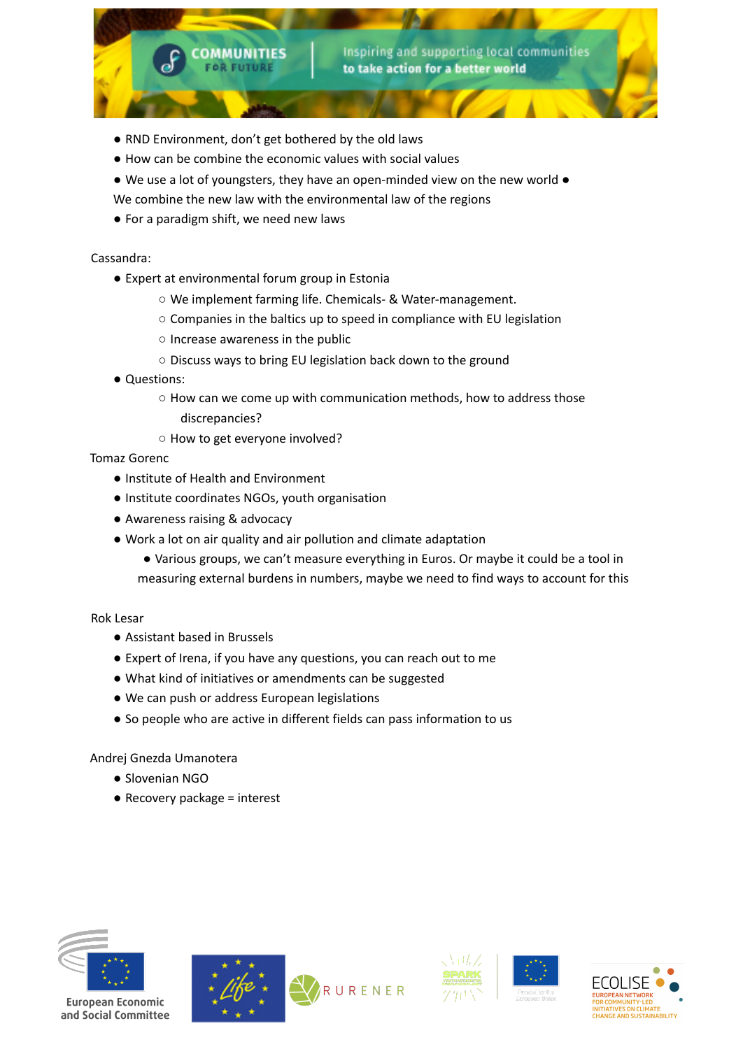- RND Environment, don't get bothered by the old laws
- How can be combine the economic values with social values
- We use a lot of youngsters, they have an open-minded view on the new world
- We combine the new law with the environmental law of the regions
- For a paradigm shift, we need new laws

Cassandra:

- Expert at environmental forum group in Estonia
  - We implement farming life. Chemicals- & Water-management.
  - Companies in the baltics up to speed in compliance with EU legislation
  - Increase awareness in the public
  - Discuss ways to bring EU legislation back down to the ground
- Questions:
  - How can we come up with communication methods, how to address those discrepancies?
  - How to get everyone involved?

Tomaz Gorenc

- Institute of Health and Environment
- Institute coordinates NGOs, youth organisation
- Awareness raising & advocacy
- Work a lot on air quality and air pollution and climate adaptation
  - Various groups, we can't measure everything in Euros. Or maybe it could be a tool in measuring external burdens in numbers, maybe we need to find ways to account for this

Rok Lesar

- Assistant based in Brussels
- Expert of Irena, if you have any questions, you can reach out to me
- What kind of initiatives or amendments can be suggested
- We can push or address European legislations
- So people who are active in different fields can pass information to us

Andrej Gnezda Umanotera

- Slovenian NGO
- Recovery package = interest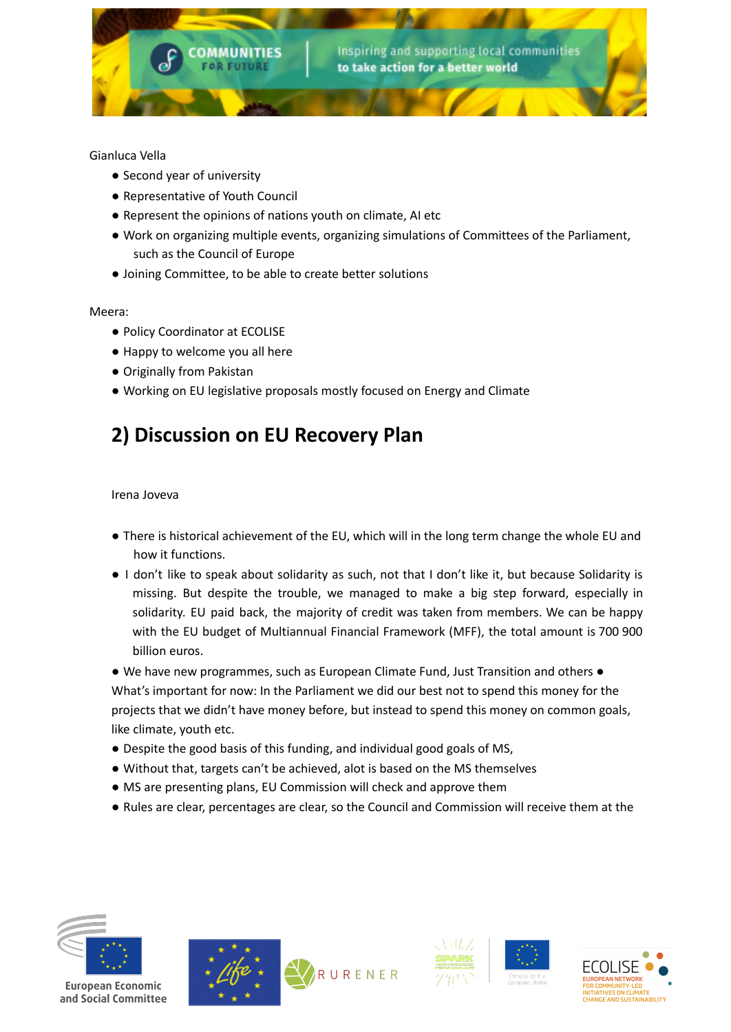Gianluca Vella

- Second year of university
- Representative of Youth Council
- Represent the opinions of nations youth on climate, AI etc
- Work on organizing multiple events, organizing simulations of Committees of the Parliament, such as the Council of Europe
- Joining Committee, to be able to create better solutions

Meera:

- Policy Coordinator at ECOLISE
- Happy to welcome you all here
- Originally from Pakistan
- Working on EU legislative proposals mostly focused on Energy and Climate

## 2) Discussion on EU Recovery Plan

Irena Joveva

- There is historical achievement of the EU, which will in the long term change the whole EU and how it functions.
- I don't like to speak about solidarity as such, not that I don't like it, but because Solidarity is missing. But despite the trouble, we managed to make a big step forward, especially in solidarity. EU paid back, the majority of credit was taken from members. We can be happy with the EU budget of Multiannual Financial Framework (MFF), the total amount is 700 900 billion euros.
- We have new programmes, such as European Climate Fund, Just Transition and others ● What's important for now: In the Parliament we did our best not to spend this money for the projects that we didn't have money before, but instead to spend this money on common goals, like climate, youth etc.
- Despite the good basis of this funding, and individual good goals of MS,
- Without that, targets can't be achieved, alot is based on the MS themselves
- MS are presenting plans, EU Commission will check and approve them
- Rules are clear, percentages are clear, so the Council and Commission will receive them at the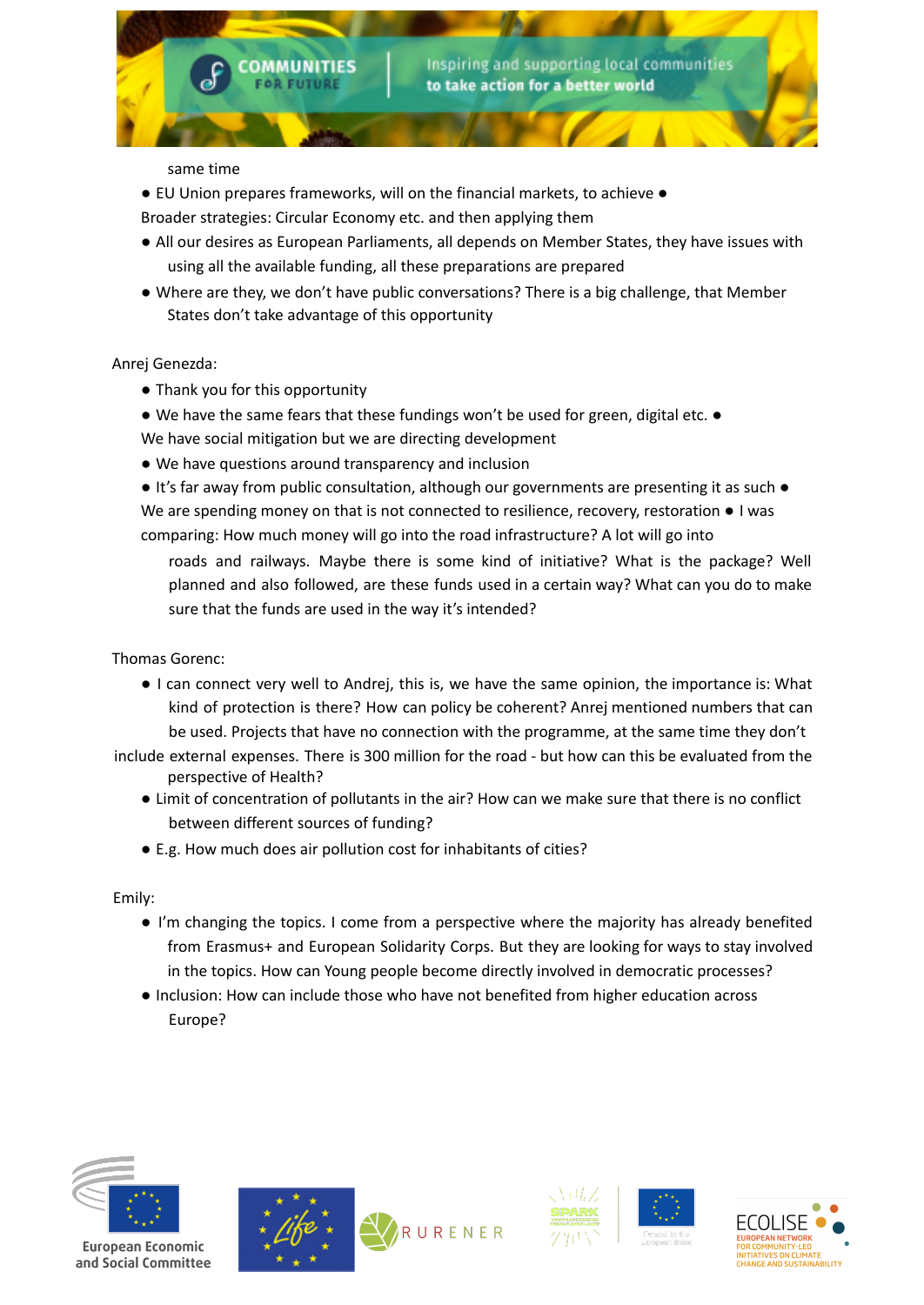same time

- EU Union prepares frameworks, will on the financial markets, to achieve
- Broader strategies: Circular Economy etc. and then applying them
- All our desires as European Parliaments, all depends on Member States, they have issues with using all the available funding, all these preparations are prepared
- Where are they, we don't have public conversations? There is a big challenge, that Member States don't take advantage of this opportunity

Anrej Genezda:

- Thank you for this opportunity
- We have the same fears that these fundings won't be used for green, digital etc.
- We have social mitigation but we are directing development
- We have questions around transparency and inclusion
- It's far away from public consultation, although our governments are presenting it as such
- We are spending money on that is not connected to resilience, recovery, restoration
- I was comparing: How much money will go into the road infrastructure? A lot will go into roads and railways. Maybe there is some kind of initiative? What is the package? Well planned and also followed, are these funds used in a certain way? What can you do to make sure that the funds are used in the way it's intended?

Thomas Gorenc:

- I can connect very well to Andrej, this is, we have the same opinion, the importance is: What kind of protection is there? How can policy be coherent? Anrej mentioned numbers that can be used. Projects that have no connection with the programme, at the same time they don't include external expenses. There is 300 million for the road - but how can this be evaluated from the perspective of Health?
- Limit of concentration of pollutants in the air? How can we make sure that there is no conflict between different sources of funding?
- E.g. How much does air pollution cost for inhabitants of cities?

Emily:

- I'm changing the topics. I come from a perspective where the majority has already benefited from Erasmus+ and European Solidarity Corps. But they are looking for ways to stay involved in the topics. How can Young people become directly involved in democratic processes?
- Inclusion: How can include those who have not benefited from higher education across Europe?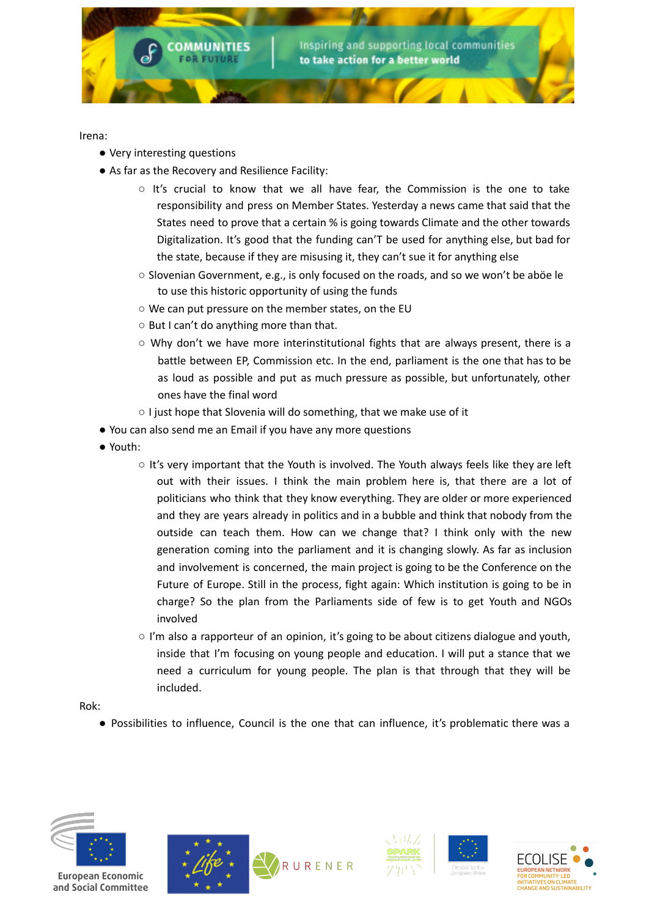Irena:

- Very interesting questions
- As far as the Recovery and Resilience Facility:
  - It's crucial to know that we all have fear, the Commission is the one to take responsibility and press on Member States. Yesterday a news came that said that the States need to prove that a certain % is going towards Climate and the other towards Digitalization. It's good that the funding can'T be used for anything else, but bad for the state, because if they are misusing it, they can't sue it for anything else
  - Slovenian Government, e.g., is only focused on the roads, and so we won't be aböe le to use this historic opportunity of using the funds
  - We can put pressure on the member states, on the EU
  - But I can't do anything more than that.
  - Why don't we have more interinstitutional fights that are always present, there is a battle between EP, Commission etc. In the end, parliament is the one that has to be as loud as possible and put as much pressure as possible, but unfortunately, other ones have the final word
  - I just hope that Slovenia will do something, that we make use of it
- You can also send me an Email if you have any more questions
- Youth:
  - It's very important that the Youth is involved. The Youth always feels like they are left out with their issues. I think the main problem here is, that there are a lot of politicians who think that they know everything. They are older or more experienced and they are years already in politics and in a bubble and think that nobody from the outside can teach them. How can we change that? I think only with the new generation coming into the parliament and it is changing slowly. As far as inclusion and involvement is concerned, the main project is going to be the Conference on the Future of Europe. Still in the process, fight again: Which institution is going to be in charge? So the plan from the Parliaments side of few is to get Youth and NGOs involved
  - I'm also a rapporteur of an opinion, it's going to be about citizens dialogue and youth, inside that I'm focusing on young people and education. I will put a stance that we need a curriculum for young people. The plan is that through that they will be included.

Rok:

- Possibilities to influence, Council is the one that can influence, it's problematic there was a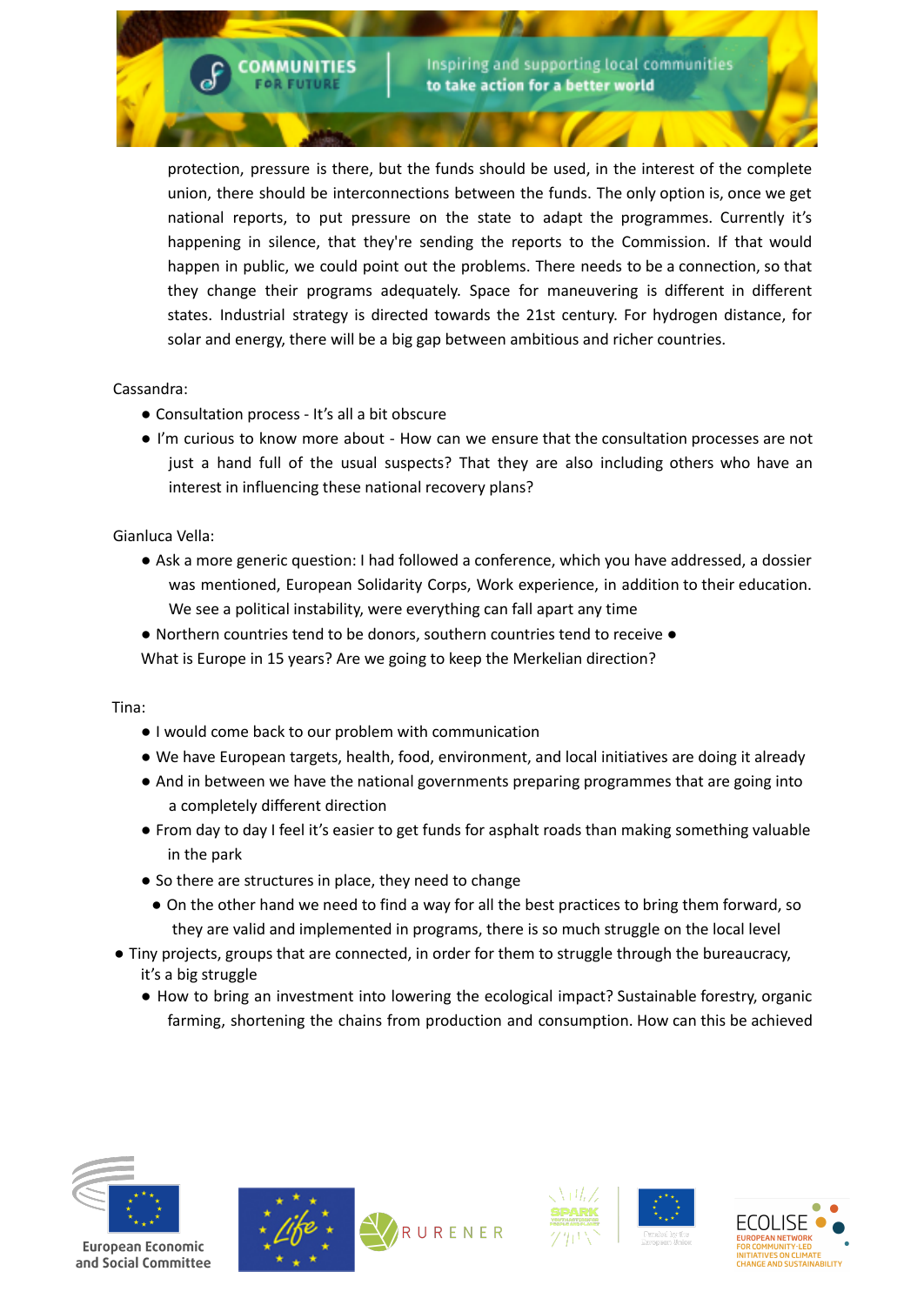protection, pressure is there, but the funds should be used, in the interest of the complete union, there should be interconnections between the funds. The only option is, once we get national reports, to put pressure on the state to adapt the programmes. Currently it's happening in silence, that they're sending the reports to the Commission. If that would happen in public, we could point out the problems. There needs to be a connection, so that they change their programs adequately. Space for maneuvering is different in different states. Industrial strategy is directed towards the 21st century. For hydrogen distance, for solar and energy, there will be a big gap between ambitious and richer countries.

Cassandra:

- Consultation process - It's all a bit obscure
- I'm curious to know more about - How can we ensure that the consultation processes are not just a hand full of the usual suspects? That they are also including others who have an interest in influencing these national recovery plans?

Gianluca Vella:

- Ask a more generic question: I had followed a conference, which you have addressed, a dossier was mentioned, European Solidarity Corps, Work experience, in addition to their education. We see a political instability, were everything can fall apart any time
- Northern countries tend to be donors, southern countries tend to receive ●

What is Europe in 15 years? Are we going to keep the Merkelian direction?

Tina:

- I would come back to our problem with communication
- We have European targets, health, food, environment, and local initiatives are doing it already
- And in between we have the national governments preparing programmes that are going into a completely different direction
- From day to day I feel it's easier to get funds for asphalt roads than making something valuable in the park
- So there are structures in place, they need to change
- On the other hand we need to find a way for all the best practices to bring them forward, so they are valid and implemented in programs, there is so much struggle on the local level
- Tiny projects, groups that are connected, in order for them to struggle through the bureaucracy, it's a big struggle
- How to bring an investment into lowering the ecological impact? Sustainable forestry, organic farming, shortening the chains from production and consumption. How can this be achieved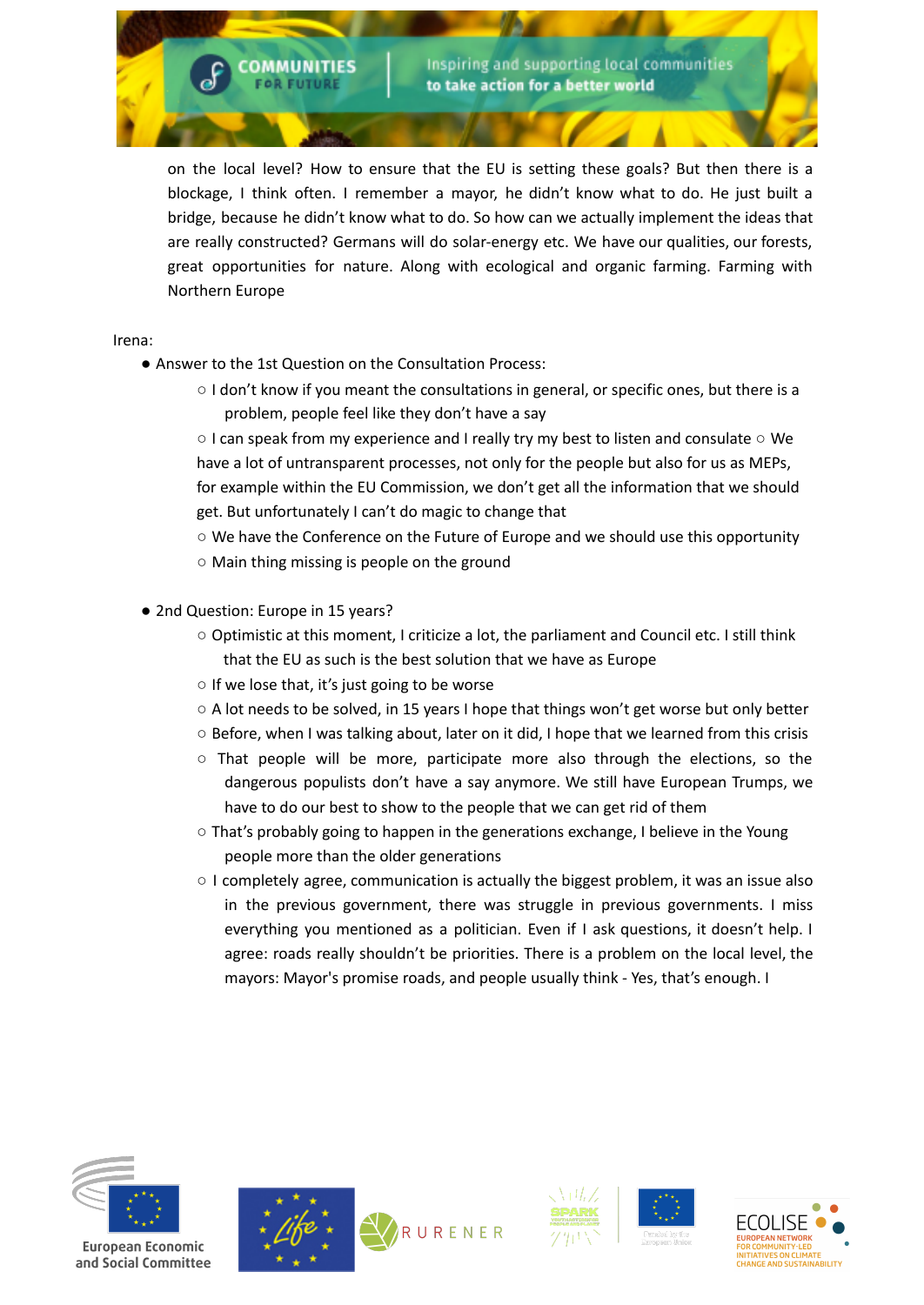on the local level? How to ensure that the EU is setting these goals? But then there is a blockage, I think often. I remember a mayor, he didn't know what to do. He just built a bridge, because he didn't know what to do. So how can we actually implement the ideas that are really constructed? Germans will do solar-energy etc. We have our qualities, our forests, great opportunities for nature. Along with ecological and organic farming. Farming with Northern Europe

Irena:

- Answer to the 1st Question on the Consultation Process:
  - I don't know if you meant the consultations in general, or specific ones, but there is a problem, people feel like they don't have a say
  - I can speak from my experience and I really try my best to listen and consulate ○ We have a lot of untransparent processes, not only for the people but also for us as MEPs, for example within the EU Commission, we don't get all the information that we should get. But unfortunately I can't do magic to change that
  - We have the Conference on the Future of Europe and we should use this opportunity
  - Main thing missing is people on the ground

- 2nd Question: Europe in 15 years?
  - Optimistic at this moment, I criticize a lot, the parliament and Council etc. I still think that the EU as such is the best solution that we have as Europe
  - If we lose that, it's just going to be worse
  - A lot needs to be solved, in 15 years I hope that things won't get worse but only better
  - Before, when I was talking about, later on it did, I hope that we learned from this crisis
  - That people will be more, participate more also through the elections, so the dangerous populists don't have a say anymore. We still have European Trumps, we have to do our best to show to the people that we can get rid of them
  - That's probably going to happen in the generations exchange, I believe in the Young people more than the older generations
  - I completely agree, communication is actually the biggest problem, it was an issue also in the previous government, there was struggle in previous governments. I miss everything you mentioned as a politician. Even if I ask questions, it doesn't help. I agree: roads really shouldn't be priorities. There is a problem on the local level, the mayors: Mayor's promise roads, and people usually think - Yes, that's enough. I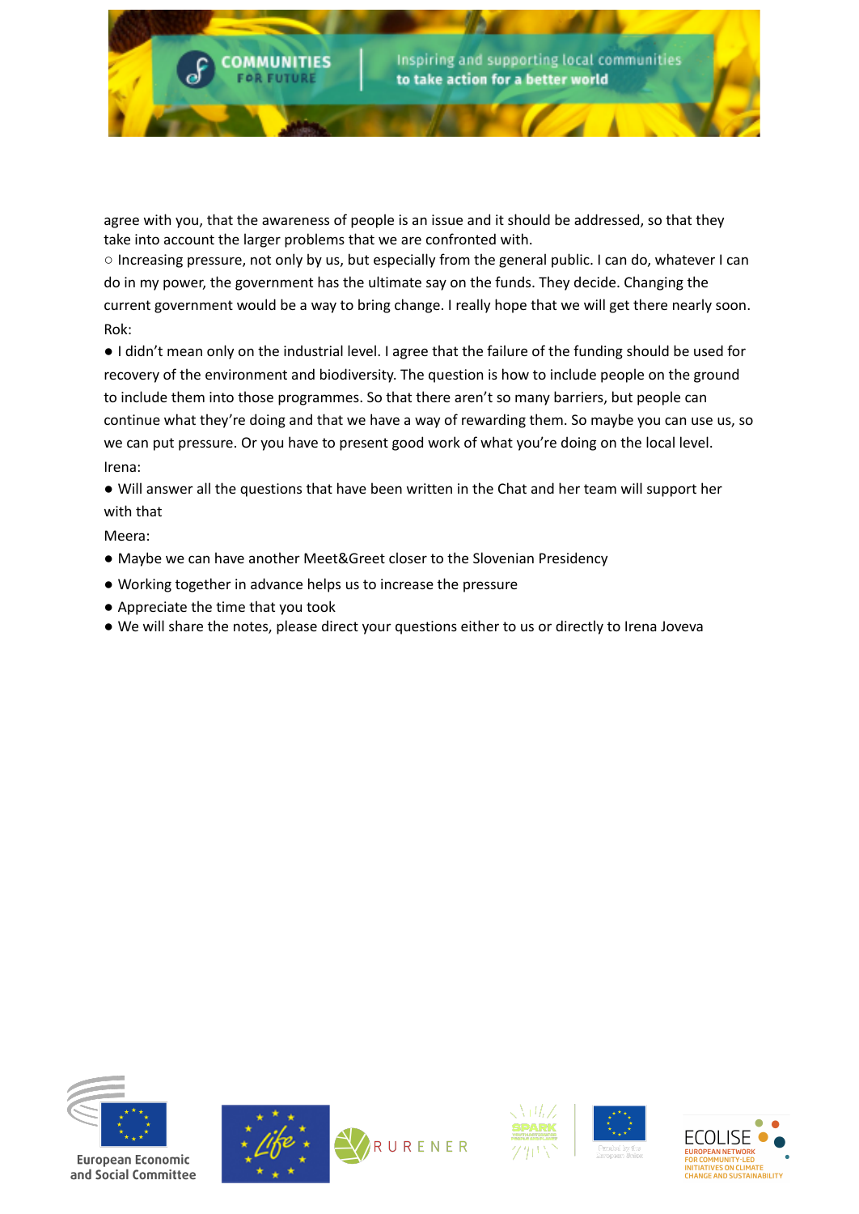agree with you, that the awareness of people is an issue and it should be addressed, so that they take into account the larger problems that we are confronted with.

○ Increasing pressure, not only by us, but especially from the general public. I can do, whatever I can do in my power, the government has the ultimate say on the funds. They decide. Changing the current government would be a way to bring change. I really hope that we will get there nearly soon.

Rok:

● I didn't mean only on the industrial level. I agree that the failure of the funding should be used for recovery of the environment and biodiversity. The question is how to include people on the ground to include them into those programmes. So that there aren't so many barriers, but people can continue what they're doing and that we have a way of rewarding them. So maybe you can use us, so we can put pressure. Or you have to present good work of what you're doing on the local level.

Irena:

● Will answer all the questions that have been written in the Chat and her team will support her with that

Meera:

● Maybe we can have another Meet&Greet closer to the Slovenian Presidency
● Working together in advance helps us to increase the pressure
● Appreciate the time that you took
● We will share the notes, please direct your questions either to us or directly to Irena Joveva